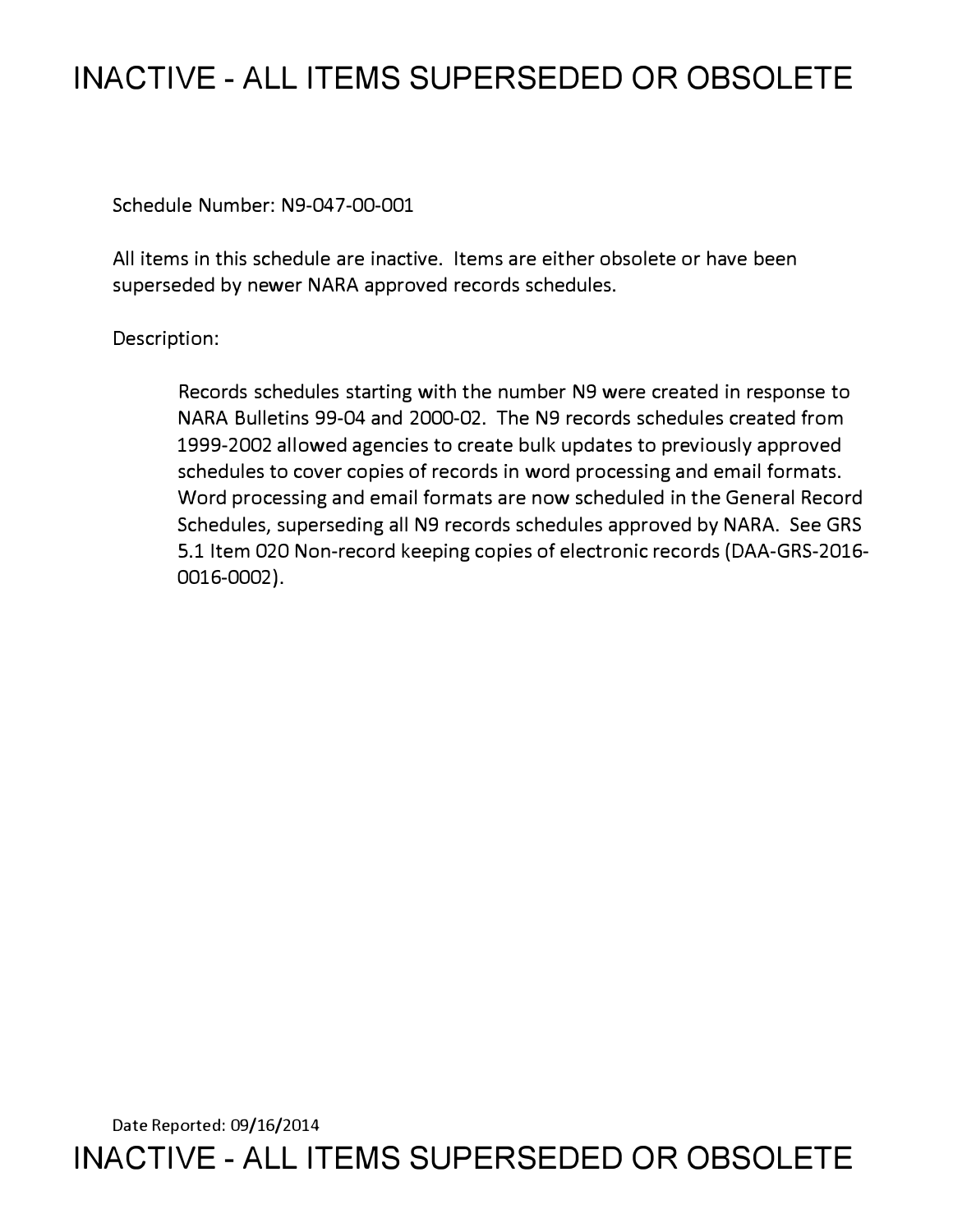# INACTIVE - ALL ITEMS SUPERSEDED OR OBSOLETE

Schedule Number: N9-047-00-001

All items in this schedule are inactive. Items are either obsolete or have been superseded by newer NARA approved records schedules.

Description:

> Records schedules starting with the number N9 were created in response to NARA Bulletins 99-04 and 2000-02. The N9 records schedules created from 1999-2002 allowed agencies to create bulk updates to previously approved schedules to cover copies of records in word processing and email formats. Word processing and email formats are now scheduled in the General Record Schedules, superseding all N9 records schedules approved by NARA. See GRS 5.1 Item 020 Non-record keeping copies of electronic records (DAA-GRS-2016-0016-0002).

Date Reported: 09/16/2014

# INACTIVE - ALL ITEMS SUPERSEDED OR OBSOLETE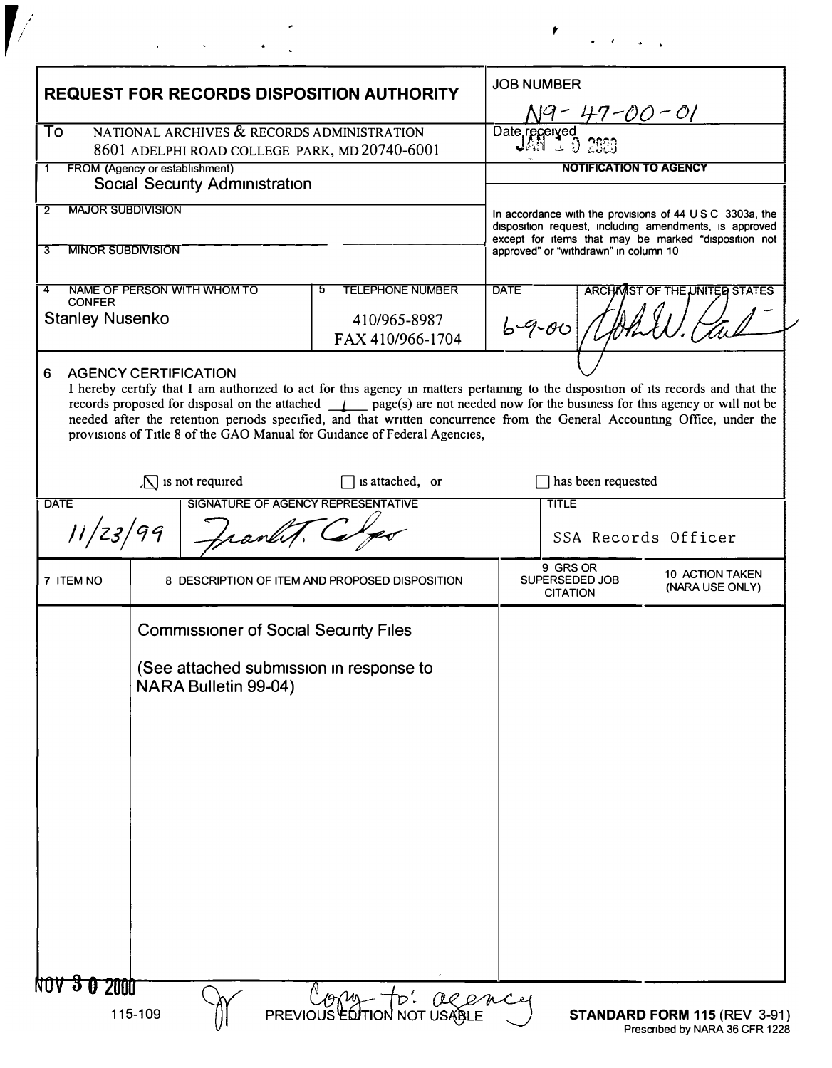| **REQUEST FOR RECORDS DISPOSITION AUTHORITY** | | JOB NUMBER N9-47-00-01 | |
|---|---|---|---|
| To NATIONAL ARCHIVES & RECORDS ADMINISTRATION 8601 ADELPHI ROAD COLLEGE PARK, MD 20740-6001 | | Date received JAN 10 2000 | |
| 1 FROM (Agency or establishment) Social Security Administration | | **NOTIFICATION TO AGENCY** | |
| 2 MAJOR SUBDIVISION | | In accordance with the provisions of 44 U S C 3303a, the disposition request, including amendments, is approved except for items that may be marked "disposition not approved" or "withdrawn" in column 10 | |
| 3 MINOR SUBDIVISION | | | |
| 4 NAME OF PERSON WITH WHOM TO CONFER Stanley Nusenko | 5 TELEPHONE NUMBER 410/965-8987 FAX 410/966-1704 | DATE 6-9-00 | ARCHIVIST OF THE UNITED STATES [signature] |

6 AGENCY CERTIFICATION

I hereby certify that I am authorized to act for this agency in matters pertaining to the disposition of its records and that the records proposed for disposal on the attached __1__ page(s) are not needed now for the business for this agency or will not be needed after the retention periods specified, and that written concurrence from the General Accounting Office, under the provisions of Title 8 of the GAO Manual for Guidance of Federal Agencies,

☒ is not required ☐ is attached, or ☐ has been requested

| DATE | SIGNATURE OF AGENCY REPRESENTATIVE | TITLE |
|---|---|---|
| 11/23/99 | [signature] | SSA Records Officer |

| 7 ITEM NO | 8 DESCRIPTION OF ITEM AND PROPOSED DISPOSITION | 9 GRS OR SUPERSEDED JOB CITATION | 10 ACTION TAKEN (NARA USE ONLY) |
|---|---|---|---|
| | Commissioner of Social Security Files<br><br>(See attached submission in response to NARA Bulletin 99-04) | | |

NOV 30 2000

115-109 PREVIOUS EDITION NOT USABLE Copy to: agency

**STANDARD FORM 115** (REV 3-91)
Prescribed by NARA 36 CFR 1228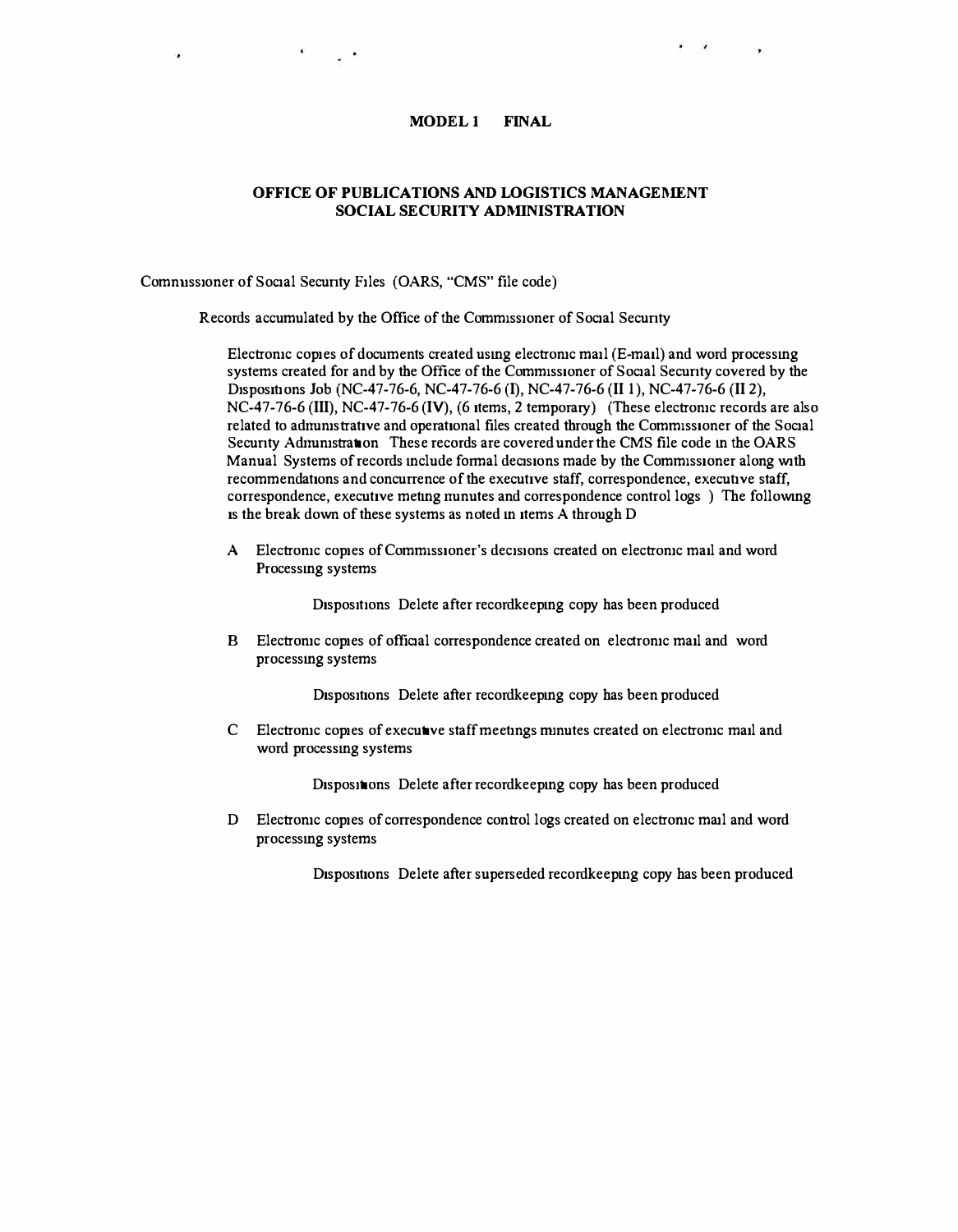**MODEL 1 FINAL**

## OFFICE OF PUBLICATIONS AND LOGISTICS MANAGEMENT
## SOCIAL SECURITY ADMINISTRATION

Commissioner of Social Security Files (OARS, "CMS" file code)

Records accumulated by the Office of the Commissioner of Social Security

Electronic copies of documents created using electronic mail (E-mail) and word processing systems created for and by the Office of the Commissioner of Social Security covered by the Dispositions Job (NC-47-76-6, NC-47-76-6 (I), NC-47-76-6 (II 1), NC-47-76-6 (II 2), NC-47-76-6 (III), NC-47-76-6 (IV), (6 items, 2 temporary) (These electronic records are also related to administrative and operational files created through the Commissioner of the Social Security Administration These records are covered under the CMS file code in the OARS Manual Systems of records include formal decisions made by the Commissioner along with recommendations and concurrence of the executive staff, correspondence, executive staff, correspondence, executive meting minutes and correspondence control logs ) The following is the break down of these systems as noted in items A through D

A Electronic copies of Commissioner's decisions created on electronic mail and word Processing systems

Dispositions Delete after recordkeeping copy has been produced

B Electronic copies of official correspondence created on electronic mail and word processing systems

Dispositions Delete after recordkeeping copy has been produced

C Electronic copies of executive staff meetings minutes created on electronic mail and word processing systems

Dispositions Delete after recordkeeping copy has been produced

D Electronic copies of correspondence control logs created on electronic mail and word processing systems

Dispositions Delete after superseded recordkeeping copy has been produced